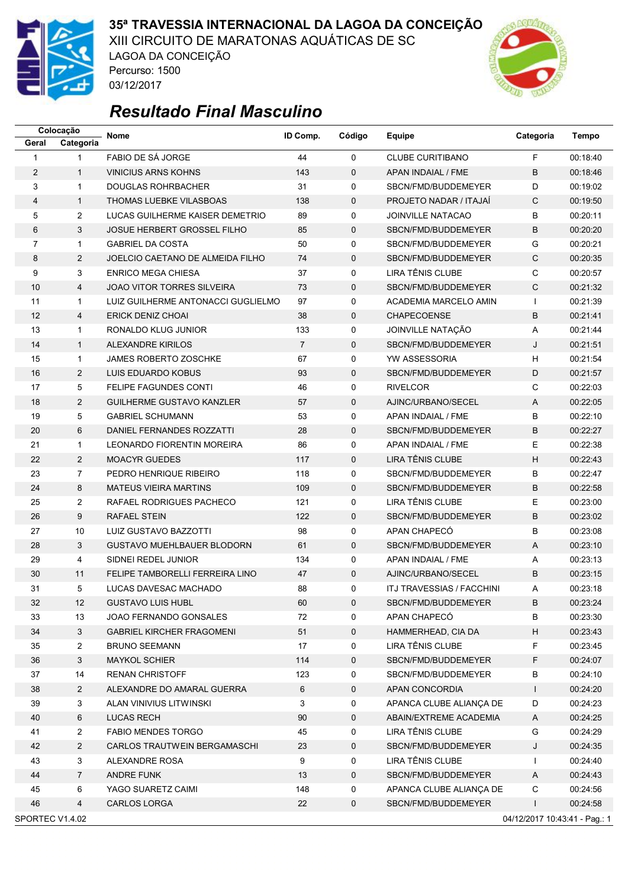# 35ª TRAVESSIA INTERNACIONAL DA LAGOA DA CONCEIÇÃO

XIII CIRCUITO DE MARATONAS AQUÁTICAS DE SC
LAGOA DA CONCEIÇÃO
Percurso: 1500
03/12/2017

## *Resultado Final Masculino*

| Colocação | | Nome | ID Comp. | Código | Equipe | Categoria | Tempo |
|---|---|---|---|---|---|---|---|
| Geral | Categoria | | | | | | |
| 1 | 1 | FABIO DE SÁ JORGE | 44 | 0 | CLUBE CURITIBANO | F | 00:18:40 |
| 2 | 1 | VINICIUS ARNS KOHNS | 143 | 0 | APAN INDAIAL / FME | B | 00:18:46 |
| 3 | 1 | DOUGLAS ROHRBACHER | 31 | 0 | SBCN/FMD/BUDDEMEYER | D | 00:19:02 |
| 4 | 1 | THOMAS LUEBKE VILASBOAS | 138 | 0 | PROJETO NADAR / ITAJAÍ | C | 00:19:50 |
| 5 | 2 | LUCAS GUILHERME KAISER DEMETRIO | 89 | 0 | JOINVILLE NATACAO | B | 00:20:11 |
| 6 | 3 | JOSUE HERBERT GROSSEL FILHO | 85 | 0 | SBCN/FMD/BUDDEMEYER | B | 00:20:20 |
| 7 | 1 | GABRIEL DA COSTA | 50 | 0 | SBCN/FMD/BUDDEMEYER | G | 00:20:21 |
| 8 | 2 | JOELCIO CAETANO DE ALMEIDA FILHO | 74 | 0 | SBCN/FMD/BUDDEMEYER | C | 00:20:35 |
| 9 | 3 | ENRICO MEGA CHIESA | 37 | 0 | LIRA TÊNIS CLUBE | C | 00:20:57 |
| 10 | 4 | JOAO VITOR TORRES SILVEIRA | 73 | 0 | SBCN/FMD/BUDDEMEYER | C | 00:21:32 |
| 11 | 1 | LUIZ GUILHERME ANTONACCI GUGLIELMO | 97 | 0 | ACADEMIA MARCELO AMIN | I | 00:21:39 |
| 12 | 4 | ERICK DENIZ CHOAI | 38 | 0 | CHAPECOENSE | B | 00:21:41 |
| 13 | 1 | RONALDO KLUG JUNIOR | 133 | 0 | JOINVILLE NATAÇÃO | A | 00:21:44 |
| 14 | 1 | ALEXANDRE KIRILOS | 7 | 0 | SBCN/FMD/BUDDEMEYER | J | 00:21:51 |
| 15 | 1 | JAMES ROBERTO ZOSCHKE | 67 | 0 | YW ASSESSORIA | H | 00:21:54 |
| 16 | 2 | LUIS EDUARDO KOBUS | 93 | 0 | SBCN/FMD/BUDDEMEYER | D | 00:21:57 |
| 17 | 5 | FELIPE FAGUNDES CONTI | 46 | 0 | RIVELCOR | C | 00:22:03 |
| 18 | 2 | GUILHERME GUSTAVO KANZLER | 57 | 0 | AJINC/URBANO/SECEL | A | 00:22:05 |
| 19 | 5 | GABRIEL SCHUMANN | 53 | 0 | APAN INDAIAL / FME | B | 00:22:10 |
| 20 | 6 | DANIEL FERNANDES ROZZATTI | 28 | 0 | SBCN/FMD/BUDDEMEYER | B | 00:22:27 |
| 21 | 1 | LEONARDO FIORENTIN MOREIRA | 86 | 0 | APAN INDAIAL / FME | E | 00:22:38 |
| 22 | 2 | MOACYR GUEDES | 117 | 0 | LIRA TÊNIS CLUBE | H | 00:22:43 |
| 23 | 7 | PEDRO HENRIQUE RIBEIRO | 118 | 0 | SBCN/FMD/BUDDEMEYER | B | 00:22:47 |
| 24 | 8 | MATEUS VIEIRA MARTINS | 109 | 0 | SBCN/FMD/BUDDEMEYER | B | 00:22:58 |
| 25 | 2 | RAFAEL RODRIGUES PACHECO | 121 | 0 | LIRA TÊNIS CLUBE | E | 00:23:00 |
| 26 | 9 | RAFAEL STEIN | 122 | 0 | SBCN/FMD/BUDDEMEYER | B | 00:23:02 |
| 27 | 10 | LUIZ GUSTAVO BAZZOTTI | 98 | 0 | APAN CHAPECÓ | B | 00:23:08 |
| 28 | 3 | GUSTAVO MUEHLBAUER BLODORN | 61 | 0 | SBCN/FMD/BUDDEMEYER | A | 00:23:10 |
| 29 | 4 | SIDNEI REDEL JUNIOR | 134 | 0 | APAN INDAIAL / FME | A | 00:23:13 |
| 30 | 11 | FELIPE TAMBORELLI FERREIRA LINO | 47 | 0 | AJINC/URBANO/SECEL | B | 00:23:15 |
| 31 | 5 | LUCAS DAVESAC MACHADO | 88 | 0 | ITJ TRAVESSIAS / FACCHINI | A | 00:23:18 |
| 32 | 12 | GUSTAVO LUIS HUBL | 60 | 0 | SBCN/FMD/BUDDEMEYER | B | 00:23:24 |
| 33 | 13 | JOAO FERNANDO GONSALES | 72 | 0 | APAN CHAPECÓ | B | 00:23:30 |
| 34 | 3 | GABRIEL KIRCHER FRAGOMENI | 51 | 0 | HAMMERHEAD, CIA DA | H | 00:23:43 |
| 35 | 2 | BRUNO SEEMANN | 17 | 0 | LIRA TÊNIS CLUBE | F | 00:23:45 |
| 36 | 3 | MAYKOL SCHIER | 114 | 0 | SBCN/FMD/BUDDEMEYER | F | 00:24:07 |
| 37 | 14 | RENAN CHRISTOFF | 123 | 0 | SBCN/FMD/BUDDEMEYER | B | 00:24:10 |
| 38 | 2 | ALEXANDRE DO AMARAL GUERRA | 6 | 0 | APAN CONCORDIA | I | 00:24:20 |
| 39 | 3 | ALAN VINIVIUS LITWINSKI | 3 | 0 | APANCA CLUBE ALIANÇA DE | D | 00:24:23 |
| 40 | 6 | LUCAS RECH | 90 | 0 | ABAIN/EXTREME ACADEMIA | A | 00:24:25 |
| 41 | 2 | FABIO MENDES TORGO | 45 | 0 | LIRA TÊNIS CLUBE | G | 00:24:29 |
| 42 | 2 | CARLOS TRAUTWEIN BERGAMASCHI | 23 | 0 | SBCN/FMD/BUDDEMEYER | J | 00:24:35 |
| 43 | 3 | ALEXANDRE ROSA | 9 | 0 | LIRA TÊNIS CLUBE | I | 00:24:40 |
| 44 | 7 | ANDRE FUNK | 13 | 0 | SBCN/FMD/BUDDEMEYER | A | 00:24:43 |
| 45 | 6 | YAGO SUARETZ CAIMI | 148 | 0 | APANCA CLUBE ALIANÇA DE | C | 00:24:56 |
| 46 | 4 | CARLOS LORGA | 22 | 0 | SBCN/FMD/BUDDEMEYER | I | 00:24:58 |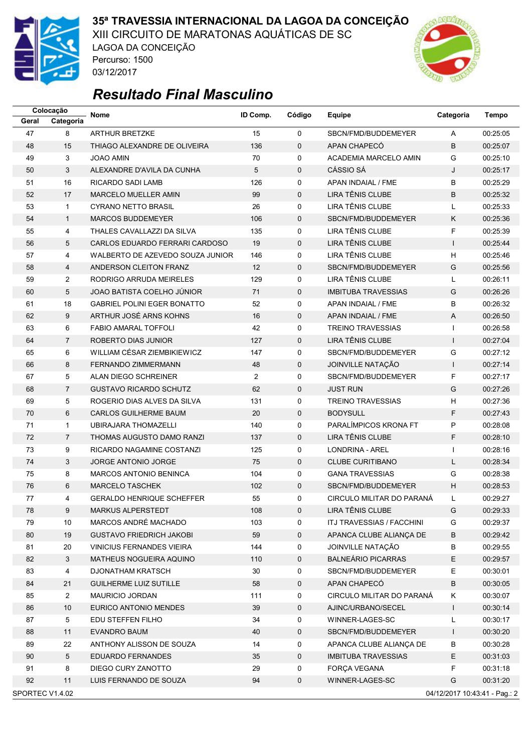# 35ª TRAVESSIA INTERNACIONAL DA LAGOA DA CONCEIÇÃO

XIII CIRCUITO DE MARATONAS AQUÁTICAS DE SC
LAGOA DA CONCEIÇÃO
Percurso: 1500
03/12/2017

## *Resultado Final Masculino*

| Colocação | | Nome | ID Comp. | Código | Equipe | Categoria | Tempo |
|---|---|---|---|---|---|---|---|
| Geral | Categoria | | | | | | |
| 47 | 8 | ARTHUR BRETZKE | 15 | 0 | SBCN/FMD/BUDDEMEYER | A | 00:25:05 |
| 48 | 15 | THIAGO ALEXANDRE DE OLIVEIRA | 136 | 0 | APAN CHAPECÓ | B | 00:25:07 |
| 49 | 3 | JOAO AMIN | 70 | 0 | ACADEMIA MARCELO AMIN | G | 00:25:10 |
| 50 | 3 | ALEXANDRE D'AVILA DA CUNHA | 5 | 0 | CÁSSIO SÁ | J | 00:25:17 |
| 51 | 16 | RICARDO SADI LAMB | 126 | 0 | APAN INDAIAL / FME | B | 00:25:29 |
| 52 | 17 | MARCELO MUELLER AMIN | 99 | 0 | LIRA TÊNIS CLUBE | B | 00:25:32 |
| 53 | 1 | CYRANO NETTO BRASIL | 26 | 0 | LIRA TÊNIS CLUBE | L | 00:25:33 |
| 54 | 1 | MARCOS BUDDEMEYER | 106 | 0 | SBCN/FMD/BUDDEMEYER | K | 00:25:36 |
| 55 | 4 | THALES CAVALLAZZI DA SILVA | 135 | 0 | LIRA TÊNIS CLUBE | F | 00:25:39 |
| 56 | 5 | CARLOS EDUARDO FERRARI CARDOSO | 19 | 0 | LIRA TÊNIS CLUBE | I | 00:25:44 |
| 57 | 4 | WALBERTO DE AZEVEDO SOUZA JUNIOR | 146 | 0 | LIRA TÊNIS CLUBE | H | 00:25:46 |
| 58 | 4 | ANDERSON CLEITON FRANZ | 12 | 0 | SBCN/FMD/BUDDEMEYER | G | 00:25:56 |
| 59 | 2 | RODRIGO ARRUDA MEIRELES | 129 | 0 | LIRA TÊNIS CLUBE | L | 00:26:11 |
| 60 | 5 | JOAO BATISTA COELHO JÚNIOR | 71 | 0 | IMBITUBA TRAVESSIAS | G | 00:26:26 |
| 61 | 18 | GABRIEL POLINI EGER BONATTO | 52 | 0 | APAN INDAIAL / FME | B | 00:26:32 |
| 62 | 9 | ARTHUR JOSÉ ARNS KOHNS | 16 | 0 | APAN INDAIAL / FME | A | 00:26:50 |
| 63 | 6 | FABIO AMARAL TOFFOLI | 42 | 0 | TREINO TRAVESSIAS | I | 00:26:58 |
| 64 | 7 | ROBERTO DIAS JUNIOR | 127 | 0 | LIRA TÊNIS CLUBE | I | 00:27:04 |
| 65 | 6 | WILLIAM CÉSAR ZIEMBIKIEWICZ | 147 | 0 | SBCN/FMD/BUDDEMEYER | G | 00:27:12 |
| 66 | 8 | FERNANDO ZIMMERMANN | 48 | 0 | JOINVILLE NATAÇÃO | I | 00:27:14 |
| 67 | 5 | ALAN DIEGO SCHREINER | 2 | 0 | SBCN/FMD/BUDDEMEYER | F | 00:27:17 |
| 68 | 7 | GUSTAVO RICARDO SCHUTZ | 62 | 0 | JUST RUN | G | 00:27:26 |
| 69 | 5 | ROGERIO DIAS ALVES DA SILVA | 131 | 0 | TREINO TRAVESSIAS | H | 00:27:36 |
| 70 | 6 | CARLOS GUILHERME BAUM | 20 | 0 | BODYSULL | F | 00:27:43 |
| 71 | 1 | UBIRAJARA THOMAZELLI | 140 | 0 | PARALÍMPICOS KRONA FT | P | 00:28:08 |
| 72 | 7 | THOMAS AUGUSTO DAMO RANZI | 137 | 0 | LIRA TÊNIS CLUBE | F | 00:28:10 |
| 73 | 9 | RICARDO NAGAMINE COSTANZI | 125 | 0 | LONDRINA - AREL | I | 00:28:16 |
| 74 | 3 | JORGE ANTONIO JORGE | 75 | 0 | CLUBE CURITIBANO | L | 00:28:34 |
| 75 | 8 | MARCOS ANTONIO BENINCA | 104 | 0 | GANA TRAVESSIAS | G | 00:28:38 |
| 76 | 6 | MARCELO TASCHEK | 102 | 0 | SBCN/FMD/BUDDEMEYER | H | 00:28:53 |
| 77 | 4 | GERALDO HENRIQUE SCHEFFER | 55 | 0 | CIRCULO MILITAR DO PARANÁ | L | 00:29:27 |
| 78 | 9 | MARKUS ALPERSTEDT | 108 | 0 | LIRA TÊNIS CLUBE | G | 00:29:33 |
| 79 | 10 | MARCOS ANDRÉ MACHADO | 103 | 0 | ITJ TRAVESSIAS / FACCHINI | G | 00:29:37 |
| 80 | 19 | GUSTAVO FRIEDRICH JAKOBI | 59 | 0 | APANCA CLUBE ALIANÇA DE | B | 00:29:42 |
| 81 | 20 | VINICIUS FERNANDES VIEIRA | 144 | 0 | JOINVILLE NATAÇÃO | B | 00:29:55 |
| 82 | 3 | MATHEUS NOGUEIRA AQUINO | 110 | 0 | BALNEÁRIO PICARRAS | E | 00:29:57 |
| 83 | 4 | DJONATHAM KRATSCH | 30 | 0 | SBCN/FMD/BUDDEMEYER | E | 00:30:01 |
| 84 | 21 | GUILHERME LUIZ SUTILLE | 58 | 0 | APAN CHAPECÓ | B | 00:30:05 |
| 85 | 2 | MAURICIO JORDAN | 111 | 0 | CIRCULO MILITAR DO PARANÁ | K | 00:30:07 |
| 86 | 10 | EURICO ANTONIO MENDES | 39 | 0 | AJINC/URBANO/SECEL | I | 00:30:14 |
| 87 | 5 | EDU STEFFEN FILHO | 34 | 0 | WINNER-LAGES-SC | L | 00:30:17 |
| 88 | 11 | EVANDRO BAUM | 40 | 0 | SBCN/FMD/BUDDEMEYER | I | 00:30:20 |
| 89 | 22 | ANTHONY ALISSON DE SOUZA | 14 | 0 | APANCA CLUBE ALIANÇA DE | B | 00:30:28 |
| 90 | 5 | EDUARDO FERNANDES | 35 | 0 | IMBITUBA TRAVESSIAS | E | 00:31:03 |
| 91 | 8 | DIEGO CURY ZANOTTO | 29 | 0 | FORÇA VEGANA | F | 00:31:18 |
| 92 | 11 | LUIS FERNANDO DE SOUZA | 94 | 0 | WINNER-LAGES-SC | G | 00:31:20 |

SPORTEC V1.4.02 — 04/12/2017 10:43:41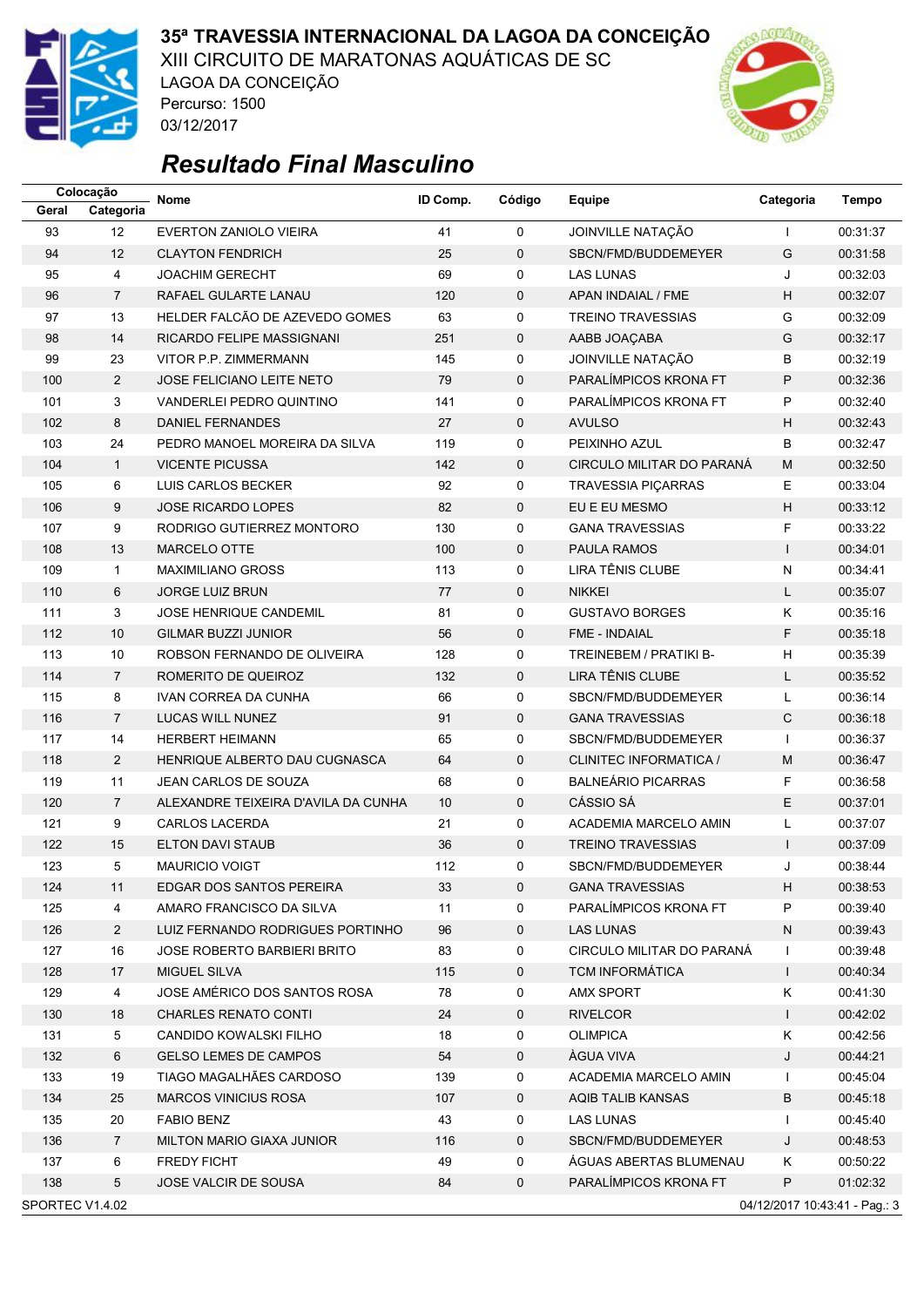# 35ª TRAVESSIA INTERNACIONAL DA LAGOA DA CONCEIÇÃO

XIII CIRCUITO DE MARATONAS AQUÁTICAS DE SC
LAGOA DA CONCEIÇÃO
Percurso: 1500
03/12/2017

## *Resultado Final Masculino*

| Colocação | | Nome | ID Comp. | Código | Equipe | Categoria | Tempo |
|---|---|---|---|---|---|---|---|
| Geral | Categoria | | | | | | |
| 93 | 12 | EVERTON ZANIOLO VIEIRA | 41 | 0 | JOINVILLE NATAÇÃO | I | 00:31:37 |
| 94 | 12 | CLAYTON FENDRICH | 25 | 0 | SBCN/FMD/BUDDEMEYER | G | 00:31:58 |
| 95 | 4 | JOACHIM GERECHT | 69 | 0 | LAS LUNAS | J | 00:32:03 |
| 96 | 7 | RAFAEL GULARTE LANAU | 120 | 0 | APAN INDAIAL / FME | H | 00:32:07 |
| 97 | 13 | HELDER FALCÃO DE AZEVEDO GOMES | 63 | 0 | TREINO TRAVESSIAS | G | 00:32:09 |
| 98 | 14 | RICARDO FELIPE MASSIGNANI | 251 | 0 | AABB JOAÇABA | G | 00:32:17 |
| 99 | 23 | VITOR P.P. ZIMMERMANN | 145 | 0 | JOINVILLE NATAÇÃO | B | 00:32:19 |
| 100 | 2 | JOSE FELICIANO LEITE NETO | 79 | 0 | PARALÍMPICOS KRONA FT | P | 00:32:36 |
| 101 | 3 | VANDERLEI PEDRO QUINTINO | 141 | 0 | PARALÍMPICOS KRONA FT | P | 00:32:40 |
| 102 | 8 | DANIEL FERNANDES | 27 | 0 | AVULSO | H | 00:32:43 |
| 103 | 24 | PEDRO MANOEL MOREIRA DA SILVA | 119 | 0 | PEIXINHO AZUL | B | 00:32:47 |
| 104 | 1 | VICENTE PICUSSA | 142 | 0 | CIRCULO MILITAR DO PARANÁ | M | 00:32:50 |
| 105 | 6 | LUIS CARLOS BECKER | 92 | 0 | TRAVESSIA PIÇARRAS | E | 00:33:04 |
| 106 | 9 | JOSE RICARDO LOPES | 82 | 0 | EU E EU MESMO | H | 00:33:12 |
| 107 | 9 | RODRIGO GUTIERREZ MONTORO | 130 | 0 | GANA TRAVESSIAS | F | 00:33:22 |
| 108 | 13 | MARCELO OTTE | 100 | 0 | PAULA RAMOS | I | 00:34:01 |
| 109 | 1 | MAXIMILIANO GROSS | 113 | 0 | LIRA TÊNIS CLUBE | N | 00:34:41 |
| 110 | 6 | JORGE LUIZ BRUN | 77 | 0 | NIKKEI | L | 00:35:07 |
| 111 | 3 | JOSE HENRIQUE CANDEMIL | 81 | 0 | GUSTAVO BORGES | K | 00:35:16 |
| 112 | 10 | GILMAR BUZZI JUNIOR | 56 | 0 | FME - INDAIAL | F | 00:35:18 |
| 113 | 10 | ROBSON FERNANDO DE OLIVEIRA | 128 | 0 | TREINEBEM / PRATIKI B- | H | 00:35:39 |
| 114 | 7 | ROMERITO DE QUEIROZ | 132 | 0 | LIRA TÊNIS CLUBE | L | 00:35:52 |
| 115 | 8 | IVAN CORREA DA CUNHA | 66 | 0 | SBCN/FMD/BUDDEMEYER | L | 00:36:14 |
| 116 | 7 | LUCAS WILL NUNEZ | 91 | 0 | GANA TRAVESSIAS | C | 00:36:18 |
| 117 | 14 | HERBERT HEIMANN | 65 | 0 | SBCN/FMD/BUDDEMEYER | I | 00:36:37 |
| 118 | 2 | HENRIQUE ALBERTO DAU CUGNASCA | 64 | 0 | CLINITEC INFORMATICA / | M | 00:36:47 |
| 119 | 11 | JEAN CARLOS DE SOUZA | 68 | 0 | BALNEÁRIO PICARRAS | F | 00:36:58 |
| 120 | 7 | ALEXANDRE TEIXEIRA D'AVILA DA CUNHA | 10 | 0 | CÁSSIO SÁ | E | 00:37:01 |
| 121 | 9 | CARLOS LACERDA | 21 | 0 | ACADEMIA MARCELO AMIN | L | 00:37:07 |
| 122 | 15 | ELTON DAVI STAUB | 36 | 0 | TREINO TRAVESSIAS | I | 00:37:09 |
| 123 | 5 | MAURICIO VOIGT | 112 | 0 | SBCN/FMD/BUDDEMEYER | J | 00:38:44 |
| 124 | 11 | EDGAR DOS SANTOS PEREIRA | 33 | 0 | GANA TRAVESSIAS | H | 00:38:53 |
| 125 | 4 | AMARO FRANCISCO DA SILVA | 11 | 0 | PARALÍMPICOS KRONA FT | P | 00:39:40 |
| 126 | 2 | LUIZ FERNANDO RODRIGUES PORTINHO | 96 | 0 | LAS LUNAS | N | 00:39:43 |
| 127 | 16 | JOSE ROBERTO BARBIERI BRITO | 83 | 0 | CIRCULO MILITAR DO PARANÁ | I | 00:39:48 |
| 128 | 17 | MIGUEL SILVA | 115 | 0 | TCM INFORMÁTICA | I | 00:40:34 |
| 129 | 4 | JOSE AMÉRICO DOS SANTOS ROSA | 78 | 0 | AMX SPORT | K | 00:41:30 |
| 130 | 18 | CHARLES RENATO CONTI | 24 | 0 | RIVELCOR | I | 00:42:02 |
| 131 | 5 | CANDIDO KOWALSKI FILHO | 18 | 0 | OLIMPICA | K | 00:42:56 |
| 132 | 6 | GELSO LEMES DE CAMPOS | 54 | 0 | ÀGUA VIVA | J | 00:44:21 |
| 133 | 19 | TIAGO MAGALHÃES CARDOSO | 139 | 0 | ACADEMIA MARCELO AMIN | I | 00:45:04 |
| 134 | 25 | MARCOS VINICIUS ROSA | 107 | 0 | AQIB TALIB KANSAS | B | 00:45:18 |
| 135 | 20 | FABIO BENZ | 43 | 0 | LAS LUNAS | I | 00:45:40 |
| 136 | 7 | MILTON MARIO GIAXA JUNIOR | 116 | 0 | SBCN/FMD/BUDDEMEYER | J | 00:48:53 |
| 137 | 6 | FREDY FICHT | 49 | 0 | ÁGUAS ABERTAS BLUMENAU | K | 00:50:22 |
| 138 | 5 | JOSE VALCIR DE SOUSA | 84 | 0 | PARALÍMPICOS KRONA FT | P | 01:02:32 |

SPORTEC V1.4.02 — 04/12/2017 10:43:41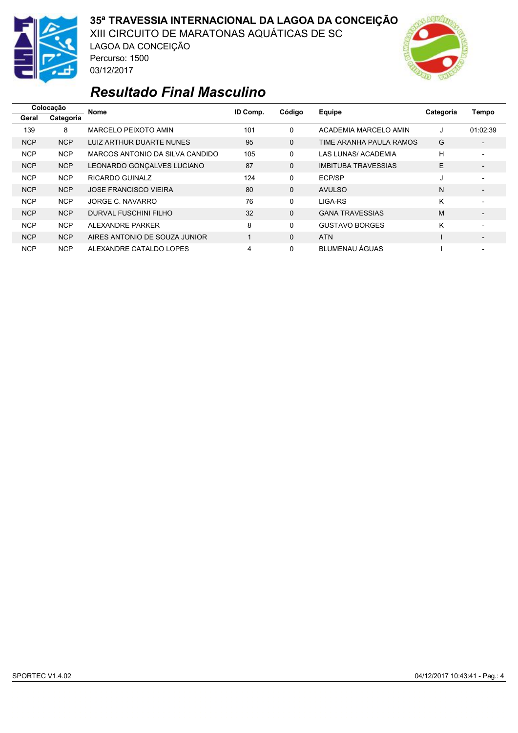# 35ª TRAVESSIA INTERNACIONAL DA LAGOA DA CONCEIÇÃO

XIII CIRCUITO DE MARATONAS AQUÁTICAS DE SC
LAGOA DA CONCEIÇÃO
Percurso: 1500
03/12/2017

## *Resultado Final Masculino*

| Colocação | | Nome | ID Comp. | Código | Equipe | Categoria | Tempo |
|---|---|---|---|---|---|---|---|
| Geral | Categoria | | | | | | |
| 139 | 8 | MARCELO PEIXOTO AMIN | 101 | 0 | ACADEMIA MARCELO AMIN | J | 01:02:39 |
| NCP | NCP | LUIZ ARTHUR DUARTE NUNES | 95 | 0 | TIME ARANHA PAULA RAMOS | G | - |
| NCP | NCP | MARCOS ANTONIO DA SILVA CANDIDO | 105 | 0 | LAS LUNAS/ ACADEMIA | H | - |
| NCP | NCP | LEONARDO GONÇALVES LUCIANO | 87 | 0 | IMBITUBA TRAVESSIAS | E | - |
| NCP | NCP | RICARDO GUINALZ | 124 | 0 | ECP/SP | J | - |
| NCP | NCP | JOSE FRANCISCO VIEIRA | 80 | 0 | AVULSO | N | - |
| NCP | NCP | JORGE C. NAVARRO | 76 | 0 | LIGA-RS | K | - |
| NCP | NCP | DURVAL FUSCHINI FILHO | 32 | 0 | GANA TRAVESSIAS | M | - |
| NCP | NCP | ALEXANDRE PARKER | 8 | 0 | GUSTAVO BORGES | K | - |
| NCP | NCP | AIRES ANTONIO DE SOUZA JUNIOR | 1 | 0 | ATN | I | - |
| NCP | NCP | ALEXANDRE CATALDO LOPES | 4 | 0 | BLUMENAU ÁGUAS | I | - |

SPORTEC V1.4.02

04/12/2017 10:43:41